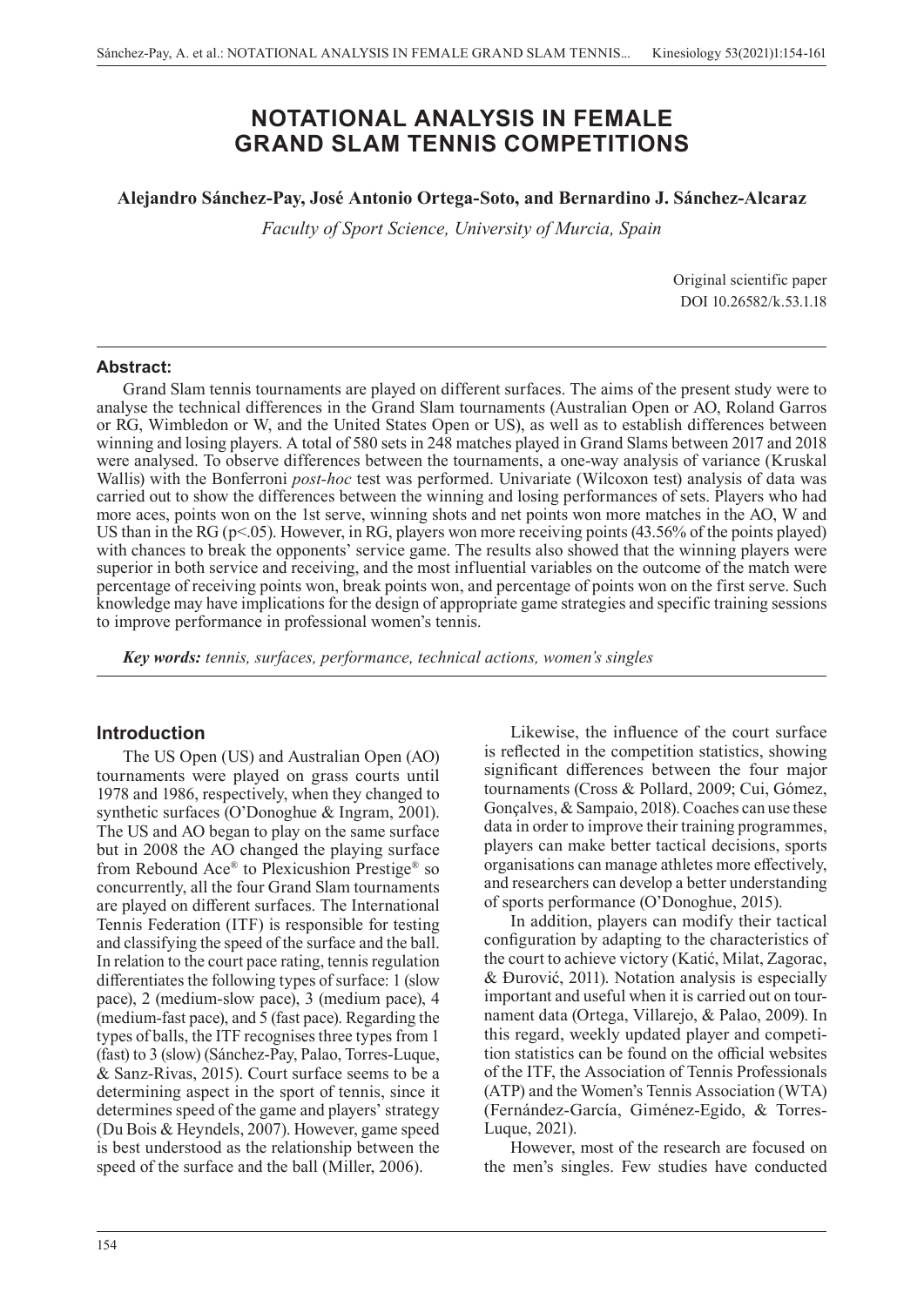# NOTATIONAL ANALYSIS IN FEMALE GRAND SLAM TENNIS COMPETITIONS

**Alejandro Sánchez-Pay, José Antonio Ortega-Soto, and Bernardino J. Sánchez-Alcaraz**

*Faculty of Sport Science, University of Murcia, Spain*

Original scientific paper
DOI 10.26582/k.53.1.18

## Abstract:

Grand Slam tennis tournaments are played on different surfaces. The aims of the present study were to analyse the technical differences in the Grand Slam tournaments (Australian Open or AO, Roland Garros or RG, Wimbledon or W, and the United States Open or US), as well as to establish differences between winning and losing players. A total of 580 sets in 248 matches played in Grand Slams between 2017 and 2018 were analysed. To observe differences between the tournaments, a one-way analysis of variance (Kruskal Wallis) with the Bonferroni *post-hoc* test was performed. Univariate (Wilcoxon test) analysis of data was carried out to show the differences between the winning and losing performances of sets. Players who had more aces, points won on the 1st serve, winning shots and net points won more matches in the AO, W and US than in the RG ($p<.05$). However, in RG, players won more receiving points (43.56% of the points played) with chances to break the opponents' service game. The results also showed that the winning players were superior in both service and receiving, and the most influential variables on the outcome of the match were percentage of receiving points won, break points won, and percentage of points won on the first serve. Such knowledge may have implications for the design of appropriate game strategies and specific training sessions to improve performance in professional women's tennis.

***Key words:*** *tennis, surfaces, performance, technical actions, women's singles*

## Introduction

The US Open (US) and Australian Open (AO) tournaments were played on grass courts until 1978 and 1986, respectively, when they changed to synthetic surfaces (O'Donoghue & Ingram, 2001). The US and AO began to play on the same surface but in 2008 the AO changed the playing surface from Rebound Ace® to Plexicushion Prestige® so concurrently, all the four Grand Slam tournaments are played on different surfaces. The International Tennis Federation (ITF) is responsible for testing and classifying the speed of the surface and the ball. In relation to the court pace rating, tennis regulation differentiates the following types of surface: 1 (slow pace), 2 (medium-slow pace), 3 (medium pace), 4 (medium-fast pace), and 5 (fast pace). Regarding the types of balls, the ITF recognises three types from 1 (fast) to 3 (slow) (Sánchez-Pay, Palao, Torres-Luque, & Sanz-Rivas, 2015). Court surface seems to be a determining aspect in the sport of tennis, since it determines speed of the game and players' strategy (Du Bois & Heyndels, 2007). However, game speed is best understood as the relationship between the speed of the surface and the ball (Miller, 2006).

Likewise, the influence of the court surface is reflected in the competition statistics, showing significant differences between the four major tournaments (Cross & Pollard, 2009; Cui, Gómez, Gonçalves, & Sampaio, 2018). Coaches can use these data in order to improve their training programmes, players can make better tactical decisions, sports organisations can manage athletes more effectively, and researchers can develop a better understanding of sports performance (O'Donoghue, 2015).

In addition, players can modify their tactical configuration by adapting to the characteristics of the court to achieve victory (Katić, Milat, Zagorac, & Đurović, 2011). Notation analysis is especially important and useful when it is carried out on tournament data (Ortega, Villarejo, & Palao, 2009). In this regard, weekly updated player and competition statistics can be found on the official websites of the ITF, the Association of Tennis Professionals (ATP) and the Women's Tennis Association (WTA) (Fernández-García, Giménez-Egido, & Torres-Luque, 2021).

However, most of the research are focused on the men's singles. Few studies have conducted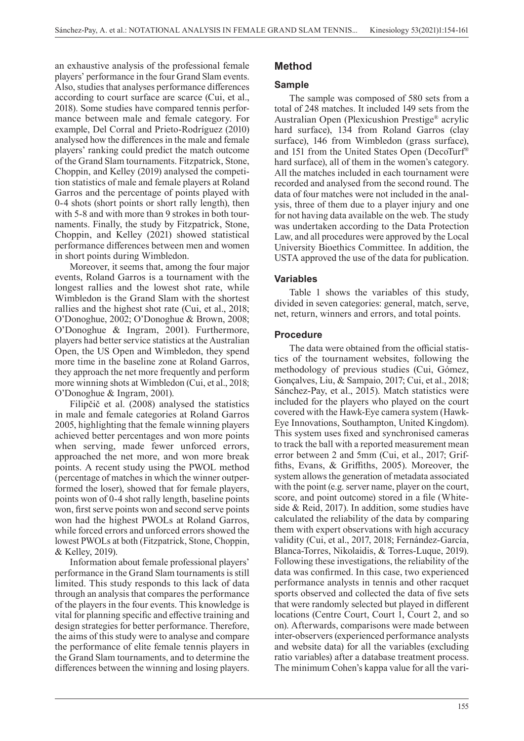an exhaustive analysis of the professional female players' performance in the four Grand Slam events. Also, studies that analyses performance differences according to court surface are scarce (Cui, et al., 2018). Some studies have compared tennis performance between male and female category. For example, Del Corral and Prieto-Rodríguez (2010) analysed how the differences in the male and female players' ranking could predict the match outcome of the Grand Slam tournaments. Fitzpatrick, Stone, Choppin, and Kelley (2019) analysed the competition statistics of male and female players at Roland Garros and the percentage of points played with 0-4 shots (short points or short rally length), then with 5-8 and with more than 9 strokes in both tournaments. Finally, the study by Fitzpatrick, Stone, Choppin, and Kelley (2021) showed statistical performance differences between men and women in short points during Wimbledon.

Moreover, it seems that, among the four major events, Roland Garros is a tournament with the longest rallies and the lowest shot rate, while Wimbledon is the Grand Slam with the shortest rallies and the highest shot rate (Cui, et al., 2018; O'Donoghue, 2002; O'Donoghue & Brown, 2008; O'Donoghue & Ingram, 2001). Furthermore, players had better service statistics at the Australian Open, the US Open and Wimbledon, they spend more time in the baseline zone at Roland Garros, they approach the net more frequently and perform more winning shots at Wimbledon (Cui, et al., 2018; O'Donoghue & Ingram, 2001).

Filipčič et al. (2008) analysed the statistics in male and female categories at Roland Garros 2005, highlighting that the female winning players achieved better percentages and won more points when serving, made fewer unforced errors, approached the net more, and won more break points. A recent study using the PWOL method (percentage of matches in which the winner outperformed the loser), showed that for female players, points won of 0-4 shot rally length, baseline points won, first serve points won and second serve points won had the highest PWOLs at Roland Garros, while forced errors and unforced errors showed the lowest PWOLs at both (Fitzpatrick, Stone, Choppin, & Kelley, 2019).

Information about female professional players' performance in the Grand Slam tournaments is still limited. This study responds to this lack of data through an analysis that compares the performance of the players in the four events. This knowledge is vital for planning specific and effective training and design strategies for better performance. Therefore, the aims of this study were to analyse and compare the performance of elite female tennis players in the Grand Slam tournaments, and to determine the differences between the winning and losing players.

## Method

### Sample

The sample was composed of 580 sets from a total of 248 matches. It included 149 sets from the Australian Open (Plexicushion Prestige® acrylic hard surface), 134 from Roland Garros (clay surface), 146 from Wimbledon (grass surface), and 151 from the United States Open (DecoTurf® hard surface), all of them in the women's category. All the matches included in each tournament were recorded and analysed from the second round. The data of four matches were not included in the analysis, three of them due to a player injury and one for not having data available on the web. The study was undertaken according to the Data Protection Law, and all procedures were approved by the Local University Bioethics Committee. In addition, the USTA approved the use of the data for publication.

### Variables

Table 1 shows the variables of this study, divided in seven categories: general, match, serve, net, return, winners and errors, and total points.

### Procedure

The data were obtained from the official statistics of the tournament websites, following the methodology of previous studies (Cui, Gómez, Gonçalves, Liu, & Sampaio, 2017; Cui, et al., 2018; Sánchez-Pay, et al., 2015). Match statistics were included for the players who played on the court covered with the Hawk-Eye camera system (Hawk-Eye Innovations, Southampton, United Kingdom). This system uses fixed and synchronised cameras to track the ball with a reported measurement mean error between 2 and 5mm (Cui, et al., 2017; Griffiths, Evans, & Griffiths, 2005). Moreover, the system allows the generation of metadata associated with the point (e.g. server name, player on the court, score, and point outcome) stored in a file (Whiteside & Reid, 2017). In addition, some studies have calculated the reliability of the data by comparing them with expert observations with high accuracy validity (Cui, et al., 2017, 2018; Fernández-García, Blanca-Torres, Nikolaidis, & Torres-Luque, 2019). Following these investigations, the reliability of the data was confirmed. In this case, two experienced performance analysts in tennis and other racquet sports observed and collected the data of five sets that were randomly selected but played in different locations (Centre Court, Court 1, Court 2, and so on). Afterwards, comparisons were made between inter-observers (experienced performance analysts and website data) for all the variables (excluding ratio variables) after a database treatment process. The minimum Cohen's kappa value for all the vari-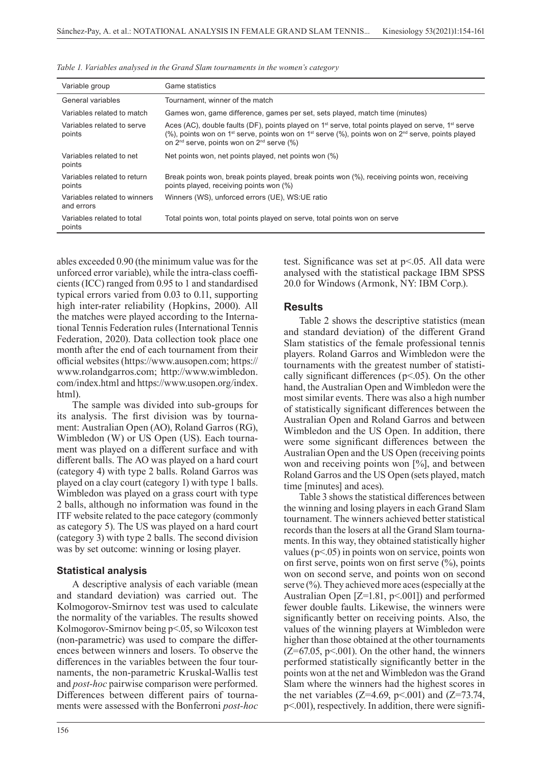*Table 1. Variables analysed in the Grand Slam tournaments in the women's category*

| Variable group | Game statistics |
|---|---|
| General variables | Tournament, winner of the match |
| Variables related to match | Games won, game difference, games per set, sets played, match time (minutes) |
| Variables related to serve points | Aces (AC), double faults (DF), points played on 1st serve, total points played on serve, 1st serve (%), points won on 1st serve, points won on 1st serve (%), points won on 2nd serve, points played on 2nd serve, points won on 2nd serve (%) |
| Variables related to net points | Net points won, net points played, net points won (%) |
| Variables related to return points | Break points won, break points played, break points won (%), receiving points won, receiving points played, receiving points won (%) |
| Variables related to winners and errors | Winners (WS), unforced errors (UE), WS:UE ratio |
| Variables related to total points | Total points won, total points played on serve, total points won on serve |

ables exceeded 0.90 (the minimum value was for the unforced error variable), while the intra-class coefficients (ICC) ranged from 0.95 to 1 and standardised typical errors varied from 0.03 to 0.11, supporting high inter-rater reliability (Hopkins, 2000). All the matches were played according to the International Tennis Federation rules (International Tennis Federation, 2020). Data collection took place one month after the end of each tournament from their official websites (https://www.ausopen.com; https://www.rolandgarros.com; http://www.wimbledon.com/index.html and https://www.usopen.org/index.html).

The sample was divided into sub-groups for its analysis. The first division was by tournament: Australian Open (AO), Roland Garros (RG), Wimbledon (W) or US Open (US). Each tournament was played on a different surface and with different balls. The AO was played on a hard court (category 4) with type 2 balls. Roland Garros was played on a clay court (category 1) with type 1 balls. Wimbledon was played on a grass court with type 2 balls, although no information was found in the ITF website related to the pace category (commonly as category 5). The US was played on a hard court (category 3) with type 2 balls. The second division was by set outcome: winning or losing player.

### Statistical analysis

A descriptive analysis of each variable (mean and standard deviation) was carried out. The Kolmogorov-Smirnov test was used to calculate the normality of the variables. The results showed Kolmogorov-Smirnov being $p<.05$, so Wilcoxon test (non-parametric) was used to compare the differences between winners and losers. To observe the differences in the variables between the four tournaments, the non-parametric Kruskal-Wallis test and *post-hoc* pairwise comparison were performed. Differences between different pairs of tournaments were assessed with the Bonferroni *post-hoc* test. Significance was set at $p<.05$. All data were analysed with the statistical package IBM SPSS 20.0 for Windows (Armonk, NY: IBM Corp.).

## Results

Table 2 shows the descriptive statistics (mean and standard deviation) of the different Grand Slam statistics of the female professional tennis players. Roland Garros and Wimbledon were the tournaments with the greatest number of statistically significant differences ($p<.05$). On the other hand, the Australian Open and Wimbledon were the most similar events. There was also a high number of statistically significant differences between the Australian Open and Roland Garros and between Wimbledon and the US Open. In addition, there were some significant differences between the Australian Open and the US Open (receiving points won and receiving points won [%], and between Roland Garros and the US Open (sets played, match time [minutes] and aces).

Table 3 shows the statistical differences between the winning and losing players in each Grand Slam tournament. The winners achieved better statistical records than the losers at all the Grand Slam tournaments. In this way, they obtained statistically higher values ($p<.05$) in points won on service, points won on first serve, points won on first serve (%), points won on second serve, and points won on second serve (%). They achieved more aces (especially at the Australian Open [$Z=1.81$, $p<.001$]) and performed fewer double faults. Likewise, the winners were significantly better on receiving points. Also, the values of the winning players at Wimbledon were higher than those obtained at the other tournaments ($Z=67.05$, $p<.001$). On the other hand, the winners performed statistically significantly better in the points won at the net and Wimbledon was the Grand Slam where the winners had the highest scores in the net variables ($Z=4.69$, $p<.001$) and ($Z=73.74$, $p<.001$), respectively. In addition, there were signifi-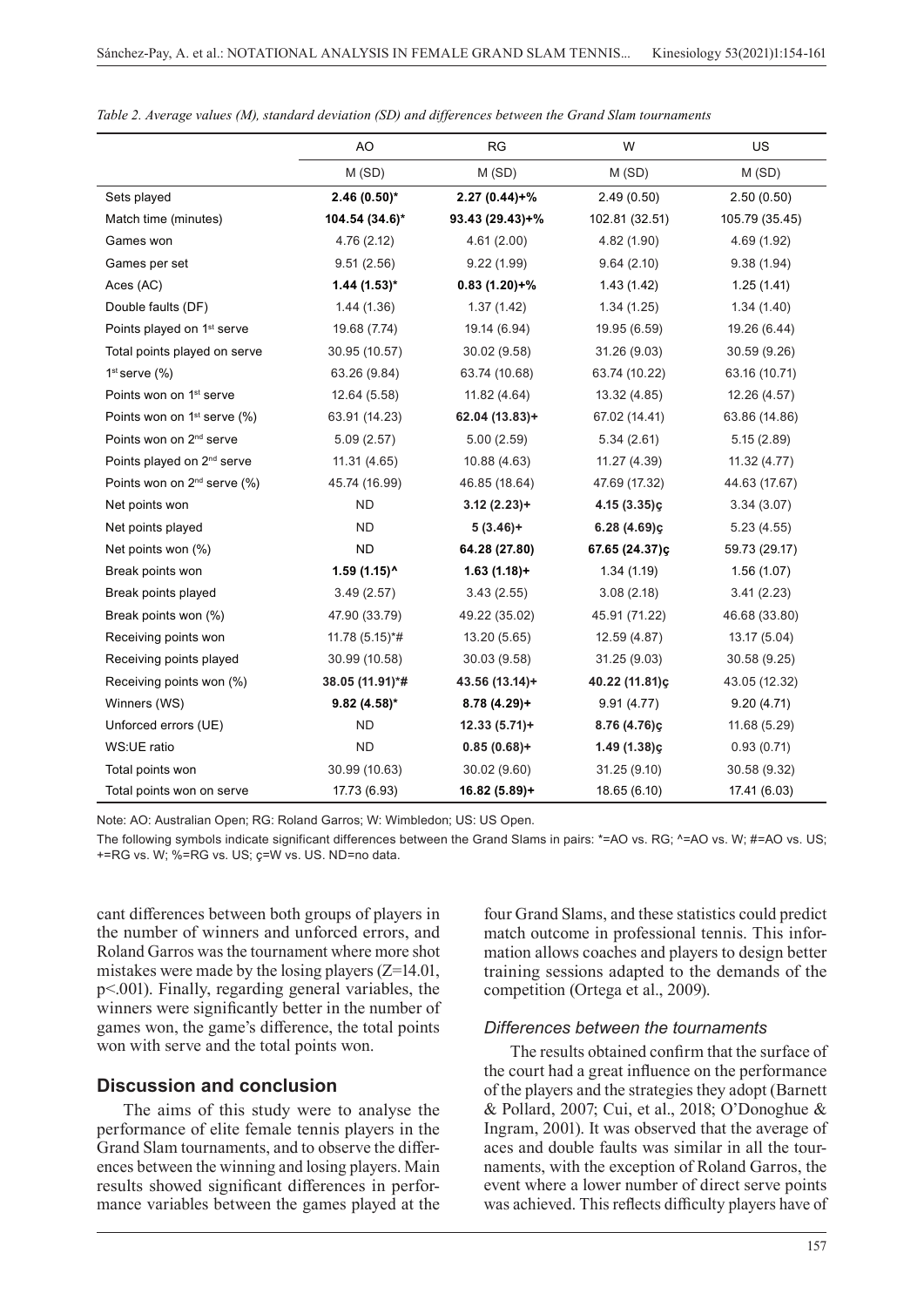*Table 2. Average values (M), standard deviation (SD) and differences between the Grand Slam tournaments*

| | AO | RG | W | US |
|---|---|---|---|---|
| | M (SD) | M (SD) | M (SD) | M (SD) |
| Sets played | **2.46 (0.50)*** | **2.27 (0.44)+%** | 2.49 (0.50) | 2.50 (0.50) |
| Match time (minutes) | **104.54 (34.6)*** | **93.43 (29.43)+%** | 102.81 (32.51) | 105.79 (35.45) |
| Games won | 4.76 (2.12) | 4.61 (2.00) | 4.82 (1.90) | 4.69 (1.92) |
| Games per set | 9.51 (2.56) | 9.22 (1.99) | 9.64 (2.10) | 9.38 (1.94) |
| Aces (AC) | **1.44 (1.53)*** | **0.83 (1.20)+%** | 1.43 (1.42) | 1.25 (1.41) |
| Double faults (DF) | 1.44 (1.36) | 1.37 (1.42) | 1.34 (1.25) | 1.34 (1.40) |
| Points played on 1st serve | 19.68 (7.74) | 19.14 (6.94) | 19.95 (6.59) | 19.26 (6.44) |
| Total points played on serve | 30.95 (10.57) | 30.02 (9.58) | 31.26 (9.03) | 30.59 (9.26) |
| 1st serve (%) | 63.26 (9.84) | 63.74 (10.68) | 63.74 (10.22) | 63.16 (10.71) |
| Points won on 1st serve | 12.64 (5.58) | 11.82 (4.64) | 13.32 (4.85) | 12.26 (4.57) |
| Points won on 1st serve (%) | 63.91 (14.23) | **62.04 (13.83)+** | 67.02 (14.41) | 63.86 (14.86) |
| Points won on 2nd serve | 5.09 (2.57) | 5.00 (2.59) | 5.34 (2.61) | 5.15 (2.89) |
| Points played on 2nd serve | 11.31 (4.65) | 10.88 (4.63) | 11.27 (4.39) | 11.32 (4.77) |
| Points won on 2nd serve (%) | 45.74 (16.99) | 46.85 (18.64) | 47.69 (17.32) | 44.63 (17.67) |
| Net points won | ND | **3.12 (2.23)+** | **4.15 (3.35)ç** | 3.34 (3.07) |
| Net points played | ND | **5 (3.46)+** | **6.28 (4.69)ç** | 5.23 (4.55) |
| Net points won (%) | ND | **64.28 (27.80)** | **67.65 (24.37)ç** | 59.73 (29.17) |
| Break points won | **1.59 (1.15)^** | **1.63 (1.18)+** | 1.34 (1.19) | 1.56 (1.07) |
| Break points played | 3.49 (2.57) | 3.43 (2.55) | 3.08 (2.18) | 3.41 (2.23) |
| Break points won (%) | 47.90 (33.79) | 49.22 (35.02) | 45.91 (71.22) | 46.68 (33.80) |
| Receiving points won | 11.78 (5.15)*# | 13.20 (5.65) | 12.59 (4.87) | 13.17 (5.04) |
| Receiving points played | 30.99 (10.58) | 30.03 (9.58) | 31.25 (9.03) | 30.58 (9.25) |
| Receiving points won (%) | **38.05 (11.91)*#** | **43.56 (13.14)+** | **40.22 (11.81)ç** | 43.05 (12.32) |
| Winners (WS) | **9.82 (4.58)*** | **8.78 (4.29)+** | 9.91 (4.77) | 9.20 (4.71) |
| Unforced errors (UE) | ND | **12.33 (5.71)+** | **8.76 (4.76)ç** | 11.68 (5.29) |
| WS:UE ratio | ND | **0.85 (0.68)+** | **1.49 (1.38)ç** | 0.93 (0.71) |
| Total points won | 30.99 (10.63) | 30.02 (9.60) | 31.25 (9.10) | 30.58 (9.32) |
| Total points won on serve | 17.73 (6.93) | **16.82 (5.89)+** | 18.65 (6.10) | 17.41 (6.03) |

Note: AO: Australian Open; RG: Roland Garros; W: Wimbledon; US: US Open.

The following symbols indicate significant differences between the Grand Slams in pairs: *=AO vs. RG; ^=AO vs. W; #=AO vs. US; +=RG vs. W; %=RG vs. US; ç=W vs. US. ND=no data.

cant differences between both groups of players in the number of winners and unforced errors, and Roland Garros was the tournament where more shot mistakes were made by the losing players ($Z=14.01$, $p<.001$). Finally, regarding general variables, the winners were significantly better in the number of games won, the game's difference, the total points won with serve and the total points won.

## Discussion and conclusion

The aims of this study were to analyse the performance of elite female tennis players in the Grand Slam tournaments, and to observe the differences between the winning and losing players. Main results showed significant differences in performance variables between the games played at the four Grand Slams, and these statistics could predict match outcome in professional tennis. This information allows coaches and players to design better training sessions adapted to the demands of the competition (Ortega et al., 2009).

### *Differences between the tournaments*

The results obtained confirm that the surface of the court had a great influence on the performance of the players and the strategies they adopt (Barnett & Pollard, 2007; Cui, et al., 2018; O'Donoghue & Ingram, 2001). It was observed that the average of aces and double faults was similar in all the tournaments, with the exception of Roland Garros, the event where a lower number of direct serve points was achieved. This reflects difficulty players have of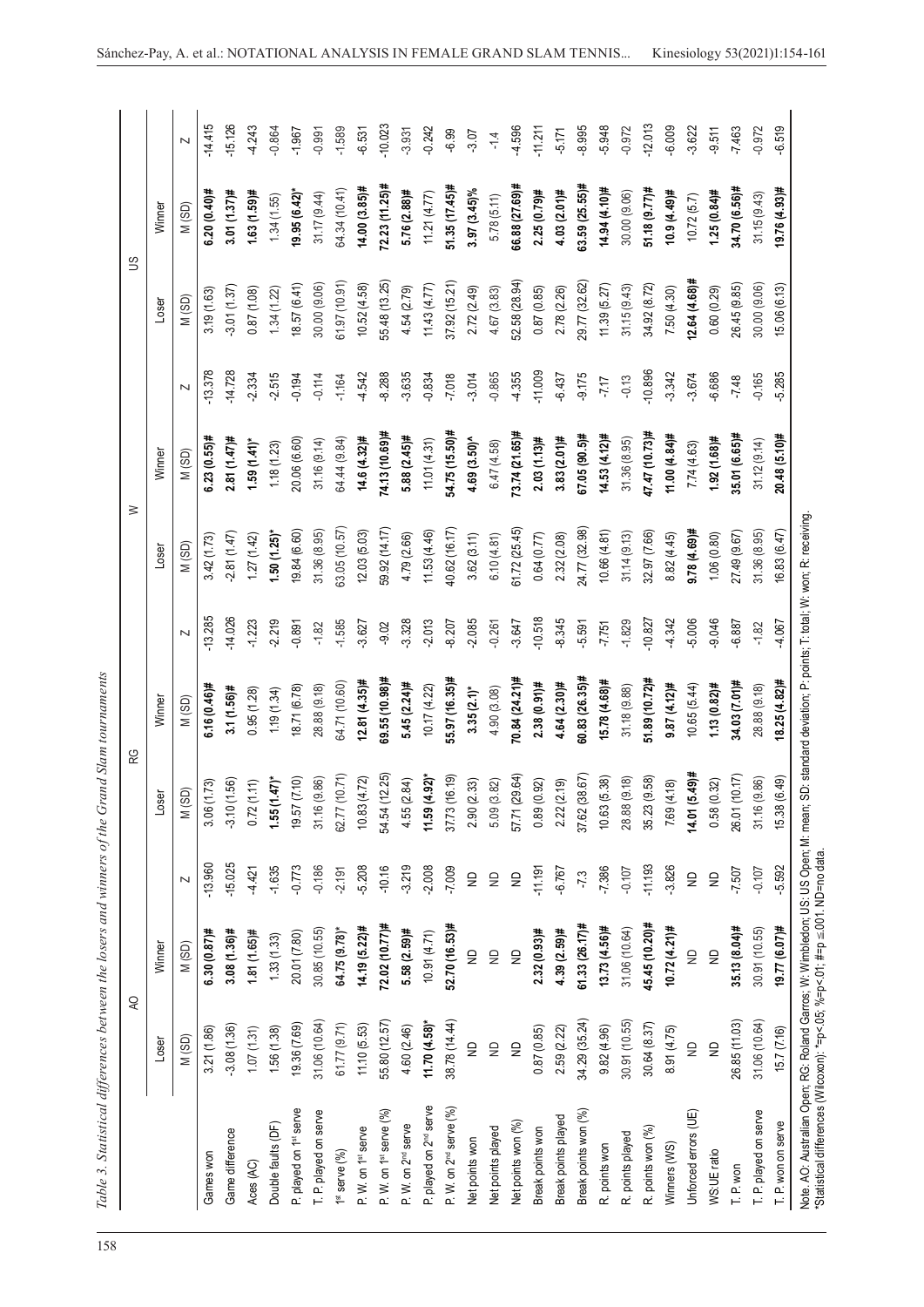*Table 3. Statistical differences between the losers and winners of the Grand Slam tournaments*

| | AO | | | RG | | | W | | | US | | |
|---|---|---|---|---|---|---|---|---|---|---|---|---|
| | Loser | Winner | | Loser | Winner | | Loser | Winner | | Loser | Winner | |
| | M (SD) | M (SD) | Z | M (SD) | M (SD) | Z | M (SD) | M (SD) | Z | M (SD) | M (SD) | Z |
| Games won | 3.21 (1.86) | **6.30 (0.87)#** | -13.960 | 3.06 (1.73) | **6.16 (0.46)#** | -13.285 | 3.42 (1.73) | **6.23 (0.55)#** | -13.378 | 3.19 (1.63) | **6.20 (0.40)#** | -14.415 |
| Game difference | -3.08 (1.36) | **3.08 (1.36)#** | -15.025 | -3.10 (1.56) | **3.1 (1.56)#** | -14.026 | -2.81 (1.47) | **2.81 (1.47)#** | -14.728 | -3.01 (1.37) | **3.01 (1.37)#** | -15.126 |
| Aces (AC) | 1.07 (1.31) | **1.81 (1.65)#** | -4.421 | 0.72 (1.11) | 0.95 (1.28) | -1.223 | 1.27 (1.42) | **1.59 (1.41)*** | -2.334 | 0.87 (1.08) | **1.63 (1.59)#** | -4.243 |
| Double faults (DF) | 1.56 (1.38) | 1.33 (1.33) | -1.635 | **1.55 (1.47)*** | 1.19 (1.34) | -2.219 | **1.50 (1.25)*** | 1.18 (1.23) | -2.515 | 1.34 (1.22) | 1.34 (1.55) | -0.864 |
| P. played on 1st serve | 19.36 (7.69) | 20.01 (7.80) | -0.773 | 19.57 (7.10) | 18.71 (6.78) | -0.891 | 19.84 (6.60) | 20.06 (6.60) | -0.194 | 18.57 (6.41) | **19.95 (6.42)*** | -1.967 |
| T. P. played on serve | 31.06 (10.64) | 30.85 (10.55) | -0.186 | 31.16 (9.86) | 28.88 (9.18) | -1.82 | 31.36 (8.95) | 31.16 (9.14) | -0.114 | 30.00 (9.06) | 31.17 (9.44) | -0.991 |
| 1st serve (%) | 61.77 (9.71) | **64.75 (9.78)*** | -2.191 | 62.77 (10.71) | 64.71 (10.60) | -1.585 | 63.05 (10.57) | 64.44 (9.84) | -1.164 | 61.97 (10.91) | 64.34 (10.41) | -1.589 |
| P. W. on 1st serve | 11.10 (5.53) | **14.19 (5.22)#** | -5.208 | 10.83 (4.72) | **12.81 (4.35)#** | -3.627 | 12.03 (5.03) | **14.6 (4.32)#** | -4.542 | 10.52 (4.58) | **14.00 (3.85)#** | -6.531 |
| P. W. on 1st serve (%) | 55.80 (12.57) | **72.02 (10.77)#** | -10.16 | 54.54 (12.25) | **69.55 (10.98)#** | -9.02 | 59.92 (14.17) | **74.13 (10.69)#** | -8.288 | 55.48 (13.25) | **72.23 (11.25)#** | -10.023 |
| P. W. on 2nd serve | 4.60 (2.46) | **5.58 (2.59)#** | -3.219 | 4.55 (2.84) | **5.45 (2.24)#** | -3.328 | 4.79 (2.66) | **5.88 (2.45)#** | -3.635 | 4.54 (2.79) | **5.76 (2.88)#** | -3.931 |
| P. played on 2nd serve | **11.70 (4.58)*** | 10.91 (4.71) | -2.008 | **11.59 (4.92)*** | 10.17 (4.22) | -2.013 | 11.53 (4.46) | 11.01 (4.31) | -0.834 | 11.43 (4.77) | 11.21 (4.77) | -0.242 |
| P. W. on 2nd serve (%) | 38.78 (14.44) | **52.70 (16.53)#** | -7.009 | 37.73 (16.19) | **55.97 (16.35)#** | -8.207 | 40.62 (16.17) | **54.75 (15.50)#** | -7.018 | 37.92 (15.21) | **51.35 (17.45)#** | -6.99 |
| Net points won | ND | ND | ND | 2.90 (2.33) | **3.35 (2.1)*** | -2.085 | 3.62 (3.11) | **4.69 (3.50)^** | -3.014 | 2.72 (2.49) | **3.97 (3.45)%** | -3.07 |
| Net points played | ND | ND | ND | 5.09 (3.82) | 4.90 (3.08) | -0.261 | 6.10 (4.81) | 6.47 (4.58) | -0.865 | 4.67 (3.83) | 5.78 (5.11) | -1.4 |
| Net points won (%) | ND | ND | ND | 57.71 (29.64) | **70.84 (24.21)#** | -3.647 | 61.72 (25.45) | **73.74 (21.65)#** | -4.355 | 52.58 (28.94) | **66.88 (27.69)#** | -4.596 |
| Break points won | 0.87 (0.85) | **2.32 (0.93)#** | -11.191 | 0.89 (0.92) | **2.38 (0.91)#** | -10.518 | 0.64 (0.77) | **2.03 (1.13)#** | -11.009 | 0.87 (0.85) | **2.25 (0.79)#** | -11.211 |
| Break points played | 2.59 (2.22) | **4.39 (2.59)#** | -6.767 | 2.22 (2.19) | **4.64 (2.30)#** | -8.345 | 2.32 (2.08) | **3.83 (2.01)#** | -6.437 | 2.78 (2.26) | **4.03 (2.01)#** | -5.171 |
| Break points won (%) | 34.29 (35.24) | **61.33 (26.17)#** | -7.3 | 37.62 (38.67) | **60.83 (26.35)#** | -5.591 | 24.77 (32.98) | **67.05 (90.5)#** | -9.175 | 29.77 (32.62) | **63.59 (25.55)#** | -8.995 |
| R. points won | 9.82 (4.96) | **13.73 (4.56)#** | -7.386 | 10.63 (5.38) | **15.78 (4.68)#** | -7.751 | 10.66 (4.81) | **14.53 (4.12)#** | -7.17 | 11.39 (5.27) | **14.94 (4.10)#** | -5.948 |
| R. points played | 30.91 (10.55) | 31.06 (10.64) | -0.107 | 28.88 (9.18) | 31.18 (9.88) | -1.829 | 31.14 (9.13) | 31.36 (8.95) | -0.13 | 31.15 (9.43) | 30.00 (9.06) | -0.972 |
| R. points won (%) | 30.64 (8.37) | **45.45 (10.20)#** | -11.193 | 35.23 (9.58) | **51.89 (10.72)#** | -10.827 | 32.97 (7.66) | **47.47 (10.73)#** | -10.896 | 34.92 (8.72) | **51.18 (9.77)#** | -12.013 |
| Winners (WS) | 8.91 (4.75) | **10.72 (4.21)#** | -3.826 | 7.69 (4.18) | **9.87 (4.12)#** | -4.342 | 8.82 (4.45) | **11.00 (4.84)#** | -3.342 | 7.50 (4.30) | **10.9 (4.49)#** | -6.009 |
| Unforced errors (UE) | ND | ND | ND | **14.01 (5.49)#** | 10.65 (5.44) | -5.006 | **9.78 (4.69)#** | 7.74 (4.63) | -3.674 | **12.64 (4.68)#** | 10.72 (5.7) | -3.622 |
| WS:UE ratio | ND | ND | ND | 0.58 (0.32) | **1.13 (0.82)#** | -9.046 | 1.06 (0.80) | **1.92 (1.68)#** | -6.686 | 0.60 (0.29) | **1.25 (0.84)#** | -9.511 |
| T. P. won | 26.85 (11.03) | **35.13 (8.04)#** | -7.507 | 26.01 (10.17) | **34.03 (7.01)#** | -6.887 | 27.49 (9.67) | **35.01 (6.65)#** | -7.48 | 26.45 (9.85) | **34.70 (6.56)#** | -7.463 |
| T. P. played on serve | 31.06 (10.64) | 30.91 (10.55) | -0.107 | 31.16 (9.86) | 28.88 (9.18) | -1.82 | 31.36 (8.95) | 31.12 (9.14) | -0.165 | 30.00 (9.06) | 31.15 (9.43) | -0.972 |
| T. P. won on serve | 15.7 (7.16) | **19.77 (6.07)#** | -5.592 | 15.38 (6.49) | **18.25 (4.82)#** | -4.067 | 16.83 (6.47) | **20.48 (5.10)#** | -5.285 | 15.06 (6.13) | **19.76 (4.93)#** | -6.519 |

Note. AO: Australian Open; RG: Roland Garros; W: Wimbledon; US: US Open; M: mean; SD: standard deviation; P: points; T: total; W: won; R: receiving.
*Statistical differences (Wilcoxon): *=p<.05; %=p<.01; #=p ≤.001. ND=no data.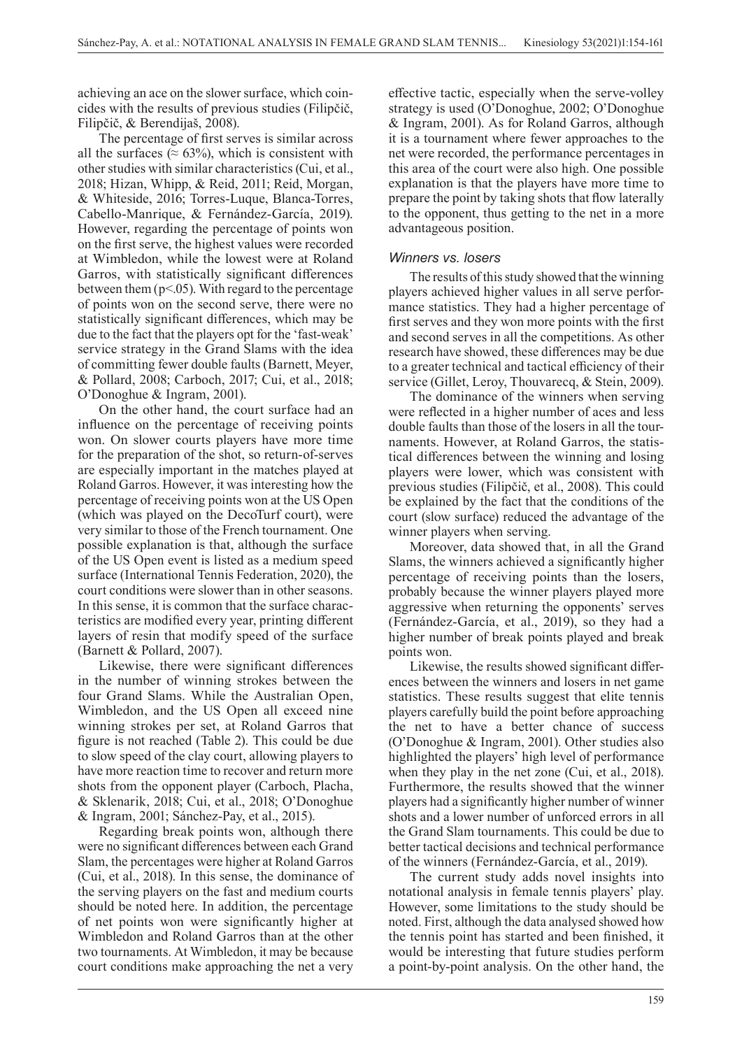achieving an ace on the slower surface, which coincides with the results of previous studies (Filipčič, Filipčič, & Berendijaš, 2008).

The percentage of first serves is similar across all the surfaces (≈ 63%), which is consistent with other studies with similar characteristics (Cui, et al., 2018; Hizan, Whipp, & Reid, 2011; Reid, Morgan, & Whiteside, 2016; Torres-Luque, Blanca-Torres, Cabello-Manrique, & Fernández-García, 2019). However, regarding the percentage of points won on the first serve, the highest values were recorded at Wimbledon, while the lowest were at Roland Garros, with statistically significant differences between them ($p<.05$). With regard to the percentage of points won on the second serve, there were no statistically significant differences, which may be due to the fact that the players opt for the 'fast-weak' service strategy in the Grand Slams with the idea of committing fewer double faults (Barnett, Meyer, & Pollard, 2008; Carboch, 2017; Cui, et al., 2018; O'Donoghue & Ingram, 2001).

On the other hand, the court surface had an influence on the percentage of receiving points won. On slower courts players have more time for the preparation of the shot, so return-of-serves are especially important in the matches played at Roland Garros. However, it was interesting how the percentage of receiving points won at the US Open (which was played on the DecoTurf court), were very similar to those of the French tournament. One possible explanation is that, although the surface of the US Open event is listed as a medium speed surface (International Tennis Federation, 2020), the court conditions were slower than in other seasons. In this sense, it is common that the surface characteristics are modified every year, printing different layers of resin that modify speed of the surface (Barnett & Pollard, 2007).

Likewise, there were significant differences in the number of winning strokes between the four Grand Slams. While the Australian Open, Wimbledon, and the US Open all exceed nine winning strokes per set, at Roland Garros that figure is not reached (Table 2). This could be due to slow speed of the clay court, allowing players to have more reaction time to recover and return more shots from the opponent player (Carboch, Placha, & Sklenarik, 2018; Cui, et al., 2018; O'Donoghue & Ingram, 2001; Sánchez-Pay, et al., 2015).

Regarding break points won, although there were no significant differences between each Grand Slam, the percentages were higher at Roland Garros (Cui, et al., 2018). In this sense, the dominance of the serving players on the fast and medium courts should be noted here. In addition, the percentage of net points won were significantly higher at Wimbledon and Roland Garros than at the other two tournaments. At Wimbledon, it may be because court conditions make approaching the net a very effective tactic, especially when the serve-volley strategy is used (O'Donoghue, 2002; O'Donoghue & Ingram, 2001). As for Roland Garros, although it is a tournament where fewer approaches to the net were recorded, the performance percentages in this area of the court were also high. One possible explanation is that the players have more time to prepare the point by taking shots that flow laterally to the opponent, thus getting to the net in a more advantageous position.

### *Winners vs. losers*

The results of this study showed that the winning players achieved higher values in all serve performance statistics. They had a higher percentage of first serves and they won more points with the first and second serves in all the competitions. As other research have showed, these differences may be due to a greater technical and tactical efficiency of their service (Gillet, Leroy, Thouvarecq, & Stein, 2009).

The dominance of the winners when serving were reflected in a higher number of aces and less double faults than those of the losers in all the tournaments. However, at Roland Garros, the statistical differences between the winning and losing players were lower, which was consistent with previous studies (Filipčič, et al., 2008). This could be explained by the fact that the conditions of the court (slow surface) reduced the advantage of the winner players when serving.

Moreover, data showed that, in all the Grand Slams, the winners achieved a significantly higher percentage of receiving points than the losers, probably because the winner players played more aggressive when returning the opponents' serves (Fernández-García, et al., 2019), so they had a higher number of break points played and break points won.

Likewise, the results showed significant differences between the winners and losers in net game statistics. These results suggest that elite tennis players carefully build the point before approaching the net to have a better chance of success (O'Donoghue & Ingram, 2001). Other studies also highlighted the players' high level of performance when they play in the net zone (Cui, et al., 2018). Furthermore, the results showed that the winner players had a significantly higher number of winner shots and a lower number of unforced errors in all the Grand Slam tournaments. This could be due to better tactical decisions and technical performance of the winners (Fernández-García, et al., 2019).

The current study adds novel insights into notational analysis in female tennis players' play. However, some limitations to the study should be noted. First, although the data analysed showed how the tennis point has started and been finished, it would be interesting that future studies perform a point-by-point analysis. On the other hand, the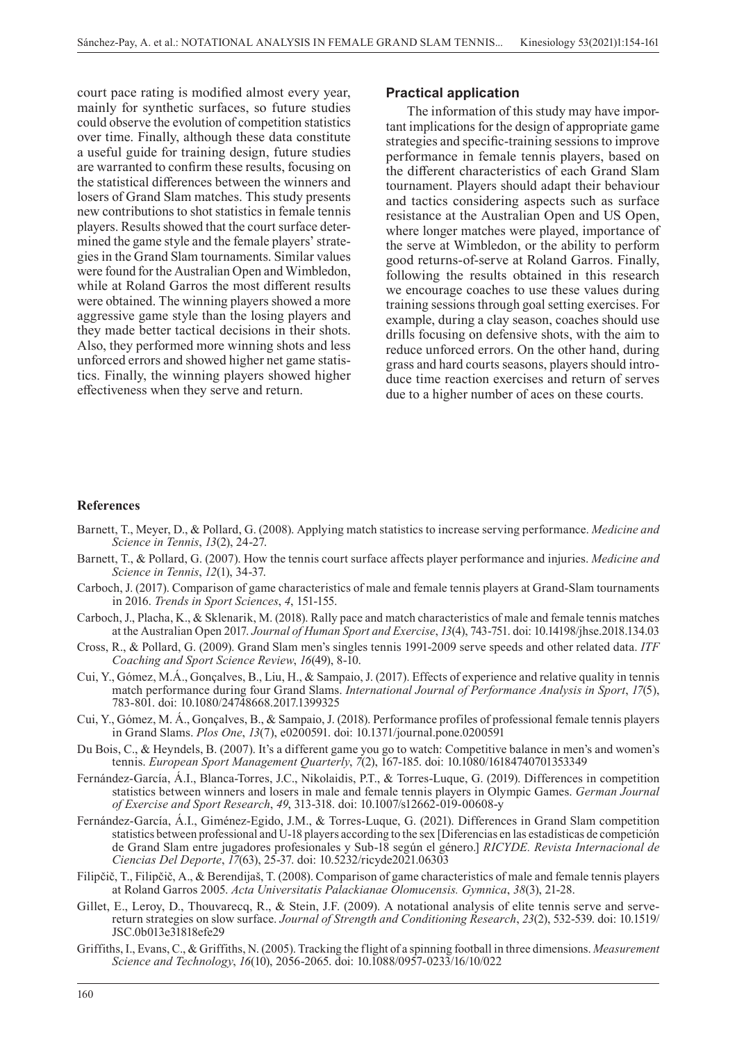court pace rating is modified almost every year, mainly for synthetic surfaces, so future studies could observe the evolution of competition statistics over time. Finally, although these data constitute a useful guide for training design, future studies are warranted to confirm these results, focusing on the statistical differences between the winners and losers of Grand Slam matches. This study presents new contributions to shot statistics in female tennis players. Results showed that the court surface determined the game style and the female players' strategies in the Grand Slam tournaments. Similar values were found for the Australian Open and Wimbledon, while at Roland Garros the most different results were obtained. The winning players showed a more aggressive game style than the losing players and they made better tactical decisions in their shots. Also, they performed more winning shots and less unforced errors and showed higher net game statistics. Finally, the winning players showed higher effectiveness when they serve and return.

### Practical application

The information of this study may have important implications for the design of appropriate game strategies and specific-training sessions to improve performance in female tennis players, based on the different characteristics of each Grand Slam tournament. Players should adapt their behaviour and tactics considering aspects such as surface resistance at the Australian Open and US Open, where longer matches were played, importance of the serve at Wimbledon, or the ability to perform good returns-of-serve at Roland Garros. Finally, following the results obtained in this research we encourage coaches to use these values during training sessions through goal setting exercises. For example, during a clay season, coaches should use drills focusing on defensive shots, with the aim to reduce unforced errors. On the other hand, during grass and hard courts seasons, players should introduce time reaction exercises and return of serves due to a higher number of aces on these courts.

## References

Barnett, T., Meyer, D., & Pollard, G. (2008). Applying match statistics to increase serving performance. *Medicine and Science in Tennis*, *13*(2), 24-27.

Barnett, T., & Pollard, G. (2007). How the tennis court surface affects player performance and injuries. *Medicine and Science in Tennis*, *12*(1), 34-37.

Carboch, J. (2017). Comparison of game characteristics of male and female tennis players at Grand-Slam tournaments in 2016. *Trends in Sport Sciences*, *4*, 151-155.

Carboch, J., Placha, K., & Sklenarik, M. (2018). Rally pace and match characteristics of male and female tennis matches at the Australian Open 2017. *Journal of Human Sport and Exercise*, *13*(4), 743-751. doi: 10.14198/jhse.2018.134.03

Cross, R., & Pollard, G. (2009). Grand Slam men's singles tennis 1991-2009 serve speeds and other related data. *ITF Coaching and Sport Science Review*, *16*(49), 8-10.

Cui, Y., Gómez, M.Á., Gonçalves, B., Liu, H., & Sampaio, J. (2017). Effects of experience and relative quality in tennis match performance during four Grand Slams. *International Journal of Performance Analysis in Sport*, *17*(5), 783-801. doi: 10.1080/24748668.2017.1399325

Cui, Y., Gómez, M. Á., Gonçalves, B., & Sampaio, J. (2018). Performance profiles of professional female tennis players in Grand Slams. *Plos One*, *13*(7), e0200591. doi: 10.1371/journal.pone.0200591

Du Bois, C., & Heyndels, B. (2007). It's a different game you go to watch: Competitive balance in men's and women's tennis. *European Sport Management Quarterly*, *7*(2), 167-185. doi: 10.1080/16184740701353349

Fernández-García, Á.I., Blanca-Torres, J.C., Nikolaidis, P.T., & Torres-Luque, G. (2019). Differences in competition statistics between winners and losers in male and female tennis players in Olympic Games. *German Journal of Exercise and Sport Research*, *49*, 313-318. doi: 10.1007/s12662-019-00608-y

Fernández-García, Á.I., Giménez-Egido, J.M., & Torres-Luque, G. (2021). Differences in Grand Slam competition statistics between professional and U-18 players according to the sex [Diferencias en las estadísticas de competición de Grand Slam entre jugadores profesionales y Sub-18 según el género.] *RICYDE. Revista Internacional de Ciencias Del Deporte*, *17*(63), 25-37. doi: 10.5232/ricyde2021.06303

Filipčič, T., Filipčič, A., & Berendijaš, T. (2008). Comparison of game characteristics of male and female tennis players at Roland Garros 2005. *Acta Universitatis Palackianae Olomucensis. Gymnica*, *38*(3), 21-28.

Gillet, E., Leroy, D., Thouvarecq, R., & Stein, J.F. (2009). A notational analysis of elite tennis serve and serve-return strategies on slow surface. *Journal of Strength and Conditioning Research*, *23*(2), 532-539. doi: 10.1519/JSC.0b013e31818efe29

Griffiths, I., Evans, C., & Griffiths, N. (2005). Tracking the flight of a spinning football in three dimensions. *Measurement Science and Technology*, *16*(10), 2056-2065. doi: 10.1088/0957-0233/16/10/022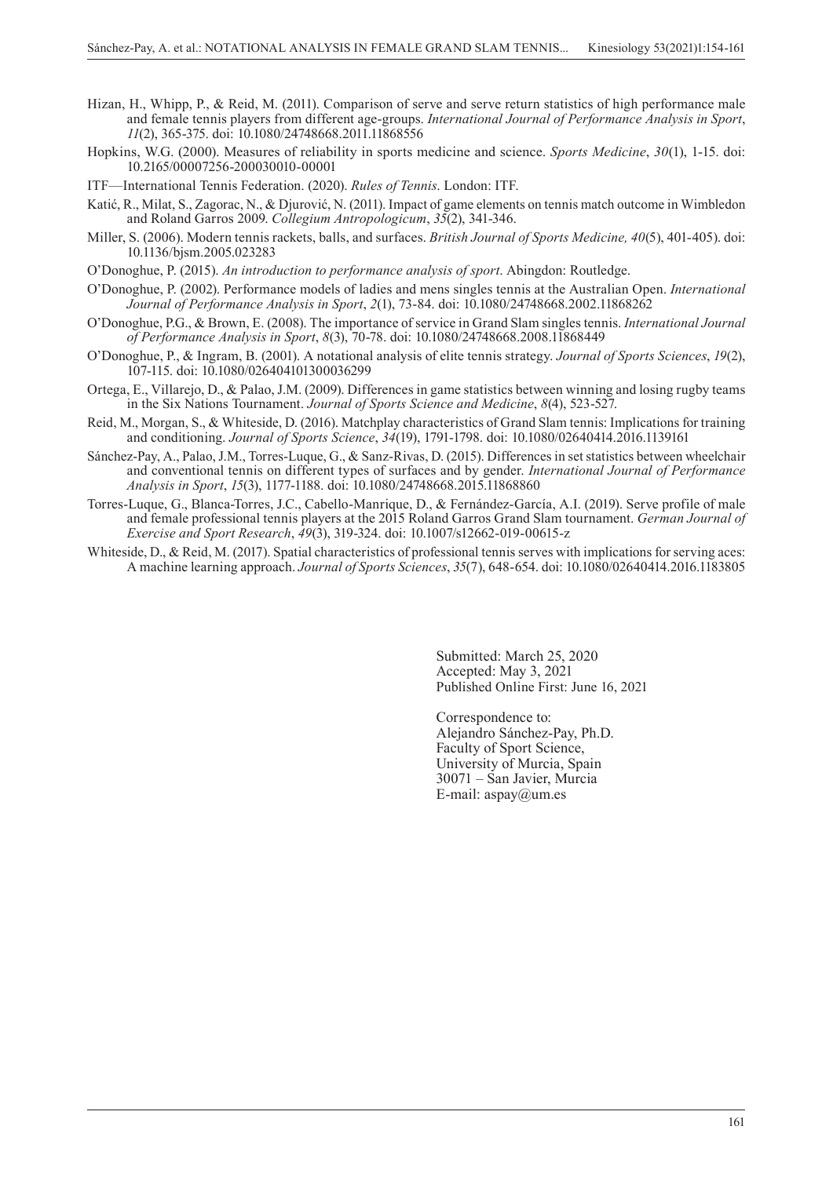Hizan, H., Whipp, P., & Reid, M. (2011). Comparison of serve and serve return statistics of high performance male and female tennis players from different age-groups. *International Journal of Performance Analysis in Sport*, *11*(2), 365-375. doi: 10.1080/24748668.2011.11868556

Hopkins, W.G. (2000). Measures of reliability in sports medicine and science. *Sports Medicine*, *30*(1), 1-15. doi: 10.2165/00007256-200030010-00001

ITF—International Tennis Federation. (2020). *Rules of Tennis*. London: ITF.

Katić, R., Milat, S., Zagorac, N., & Djurović, N. (2011). Impact of game elements on tennis match outcome in Wimbledon and Roland Garros 2009. *Collegium Antropologicum*, *35*(2), 341-346.

Miller, S. (2006). Modern tennis rackets, balls, and surfaces. *British Journal of Sports Medicine, 40*(5), 401-405). doi: 10.1136/bjsm.2005.023283

O'Donoghue, P. (2015). *An introduction to performance analysis of sport*. Abingdon: Routledge.

O'Donoghue, P. (2002). Performance models of ladies and mens singles tennis at the Australian Open. *International Journal of Performance Analysis in Sport*, *2*(1), 73-84. doi: 10.1080/24748668.2002.11868262

O'Donoghue, P.G., & Brown, E. (2008). The importance of service in Grand Slam singles tennis. *International Journal of Performance Analysis in Sport*, *8*(3), 70-78. doi: 10.1080/24748668.2008.11868449

O'Donoghue, P., & Ingram, B. (2001). A notational analysis of elite tennis strategy. *Journal of Sports Sciences*, *19*(2), 107-115. doi: 10.1080/026404101300036299

Ortega, E., Villarejo, D., & Palao, J.M. (2009). Differences in game statistics between winning and losing rugby teams in the Six Nations Tournament. *Journal of Sports Science and Medicine*, *8*(4), 523-527.

Reid, M., Morgan, S., & Whiteside, D. (2016). Matchplay characteristics of Grand Slam tennis: Implications for training and conditioning. *Journal of Sports Science*, *34*(19), 1791-1798. doi: 10.1080/02640414.2016.1139161

Sánchez-Pay, A., Palao, J.M., Torres-Luque, G., & Sanz-Rivas, D. (2015). Differences in set statistics between wheelchair and conventional tennis on different types of surfaces and by gender. *International Journal of Performance Analysis in Sport*, *15*(3), 1177-1188. doi: 10.1080/24748668.2015.11868860

Torres-Luque, G., Blanca-Torres, J.C., Cabello-Manrique, D., & Fernández-García, A.I. (2019). Serve profile of male and female professional tennis players at the 2015 Roland Garros Grand Slam tournament. *German Journal of Exercise and Sport Research*, *49*(3), 319-324. doi: 10.1007/s12662-019-00615-z

Whiteside, D., & Reid, M. (2017). Spatial characteristics of professional tennis serves with implications for serving aces: A machine learning approach. *Journal of Sports Sciences*, *35*(7), 648-654. doi: 10.1080/02640414.2016.1183805

Submitted: March 25, 2020
Accepted: May 3, 2021
Published Online First: June 16, 2021

Correspondence to:
Alejandro Sánchez-Pay, Ph.D.
Faculty of Sport Science,
University of Murcia, Spain
30071 – San Javier, Murcia
E-mail: aspay@um.es